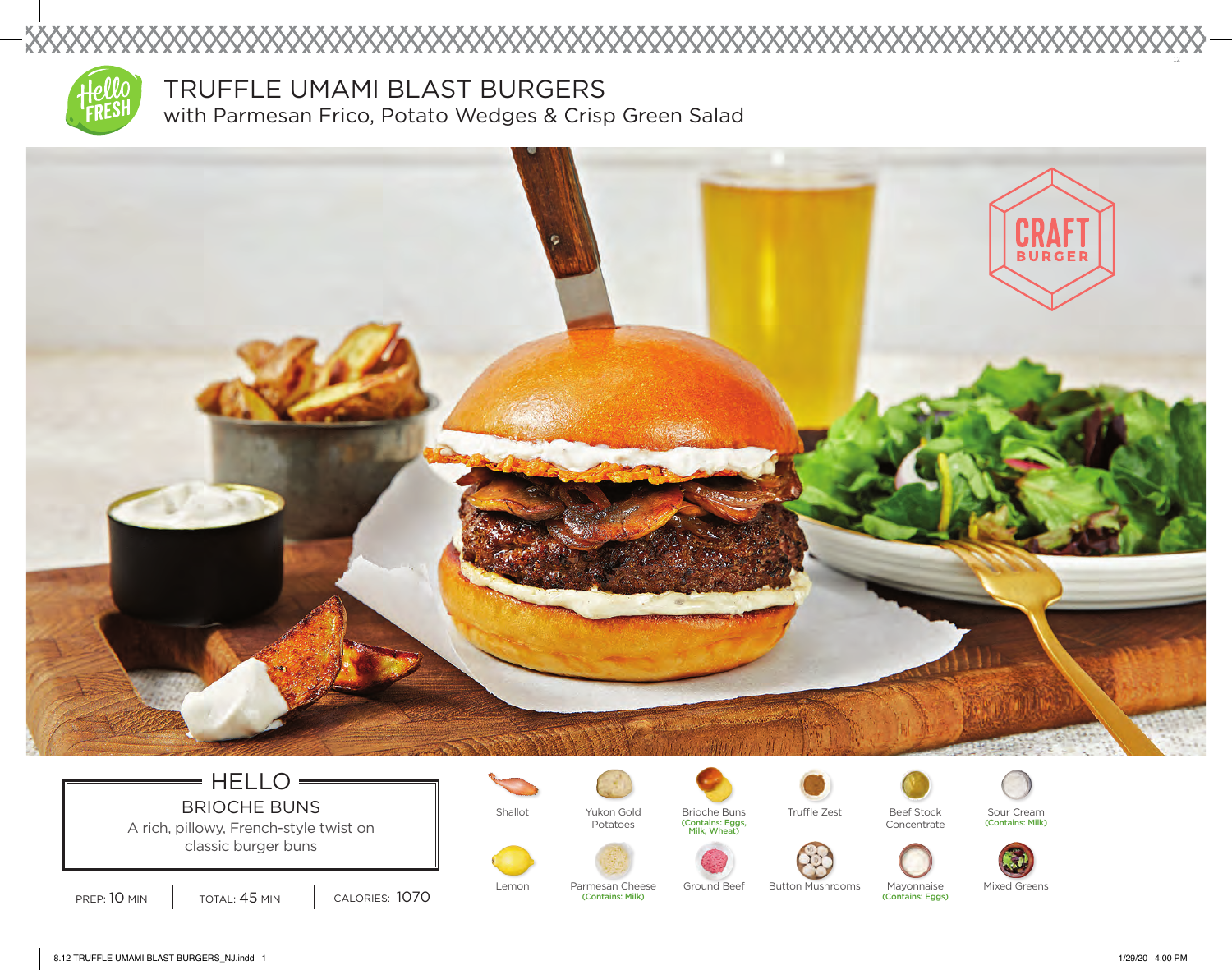# TRUFFLE UMAMI BLAST BURGERS

## with Parmesan Frico, Potato Wedges & Crisp Green Salad

CRAFT BURGER

## HELLO

### BRIOCHE BUNS

A rich, pillowy, French-style twist on classic burger buns

PREP: 10 MIN | TOTAL: 45 MIN | CALORIES: 1070

- Shallot
- Yukon Gold Potatoes
- Brioche Buns (Contains: Eggs, Milk, Wheat)
- Truffle Zest
- Beef Stock Concentrate
- Sour Cream (Contains: Milk)
- Lemon
- Parmesan Cheese (Contains: Milk)
- Ground Beef
- Button Mushrooms
- Mayonnaise (Contains: Eggs)
- Mixed Greens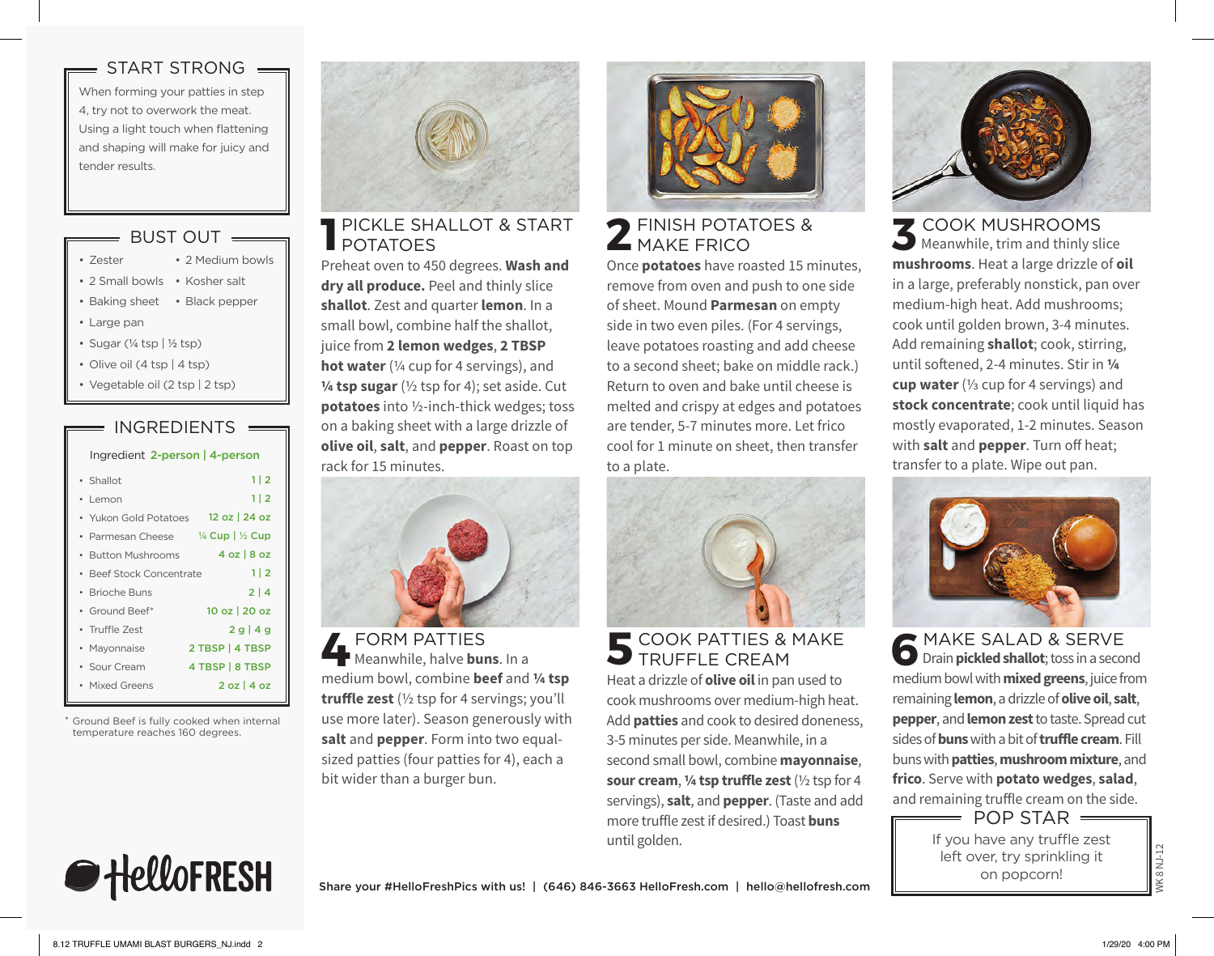## START STRONG

When forming your patties in step 4, try not to overwork the meat. Using a light touch when flattening and shaping will make for juicy and tender results.

## BUST OUT

- Zester
- 2 Medium bowls
- 2 Small bowls
- Kosher salt
- Baking sheet
- Black pepper
- Large pan
- Sugar (¼ tsp | ½ tsp)
- Olive oil (4 tsp | 4 tsp)
- Vegetable oil (2 tsp | 2 tsp)

## INGREDIENTS

| Ingredient | 2-person \| 4-person |
| --- | --- |
| Shallot | 1 \| 2 |
| Lemon | 1 \| 2 |
| Yukon Gold Potatoes | 12 oz \| 24 oz |
| Parmesan Cheese | ¼ Cup \| ½ Cup |
| Button Mushrooms | 4 oz \| 8 oz |
| Beef Stock Concentrate | 1 \| 2 |
| Brioche Buns | 2 \| 4 |
| Ground Beef* | 10 oz \| 20 oz |
| Truffle Zest | 2 g \| 4 g |
| Mayonnaise | 2 TBSP \| 4 TBSP |
| Sour Cream | 4 TBSP \| 8 TBSP |
| Mixed Greens | 2 oz \| 4 oz |

* Ground Beef is fully cooked when internal temperature reaches 160 degrees.

HelloFRESH

## 1 PICKLE SHALLOT & START POTATOES

Preheat oven to 450 degrees. **Wash and dry all produce.** Peel and thinly slice **shallot**. Zest and quarter **lemon**. In a small bowl, combine half the shallot, juice from **2 lemon wedges**, **2 TBSP hot water** (¼ cup for 4 servings), and **¼ tsp sugar** (½ tsp for 4); set aside. Cut **potatoes** into ½-inch-thick wedges; toss on a baking sheet with a large drizzle of **olive oil**, **salt**, and **pepper**. Roast on top rack for 15 minutes.

## 2 FINISH POTATOES & MAKE FRICO

Once **potatoes** have roasted 15 minutes, remove from oven and push to one side of sheet. Mound **Parmesan** on empty side in two even piles. (For 4 servings, leave potatoes roasting and add cheese to a second sheet; bake on middle rack.) Return to oven and bake until cheese is melted and crispy at edges and potatoes are tender, 5-7 minutes more. Let frico cool for 1 minute on sheet, then transfer to a plate.

## 3 COOK MUSHROOMS

Meanwhile, trim and thinly slice **mushrooms**. Heat a large drizzle of **oil** in a large, preferably nonstick, pan over medium-high heat. Add mushrooms; cook until golden brown, 3-4 minutes. Add remaining **shallot**; cook, stirring, until softened, 2-4 minutes. Stir in **¼ cup water** (⅓ cup for 4 servings) and **stock concentrate**; cook until liquid has mostly evaporated, 1-2 minutes. Season with **salt** and **pepper**. Turn off heat; transfer to a plate. Wipe out pan.

## 4 FORM PATTIES

Meanwhile, halve **buns**. In a medium bowl, combine **beef** and **¼ tsp truffle zest** (½ tsp for 4 servings; you'll use more later). Season generously with **salt** and **pepper**. Form into two equal-sized patties (four patties for 4), each a bit wider than a burger bun.

## 5 COOK PATTIES & MAKE TRUFFLE CREAM

Heat a drizzle of **olive oil** in pan used to cook mushrooms over medium-high heat. Add **patties** and cook to desired doneness, 3-5 minutes per side. Meanwhile, in a second small bowl, combine **mayonnaise**, **sour cream**, **¼ tsp truffle zest** (½ tsp for 4 servings), **salt**, and **pepper**. (Taste and add more truffle zest if desired.) Toast **buns** until golden.

## 6 MAKE SALAD & SERVE

Drain **pickled shallot**; toss in a second medium bowl with **mixed greens**, juice from remaining **lemon**, a drizzle of **olive oil**, **salt**, **pepper**, and **lemon zest** to taste. Spread cut sides of **buns** with a bit of **truffle cream**. Fill buns with **patties**, **mushroom mixture**, and **frico**. Serve with **potato wedges**, **salad**, and remaining truffle cream on the side.

## POP STAR

If you have any truffle zest left over, try sprinkling it on popcorn!

WK 8 NJ-12

Share your #HelloFreshPics with us! | (646) 846-3663 HelloFresh.com | hello@hellofresh.com